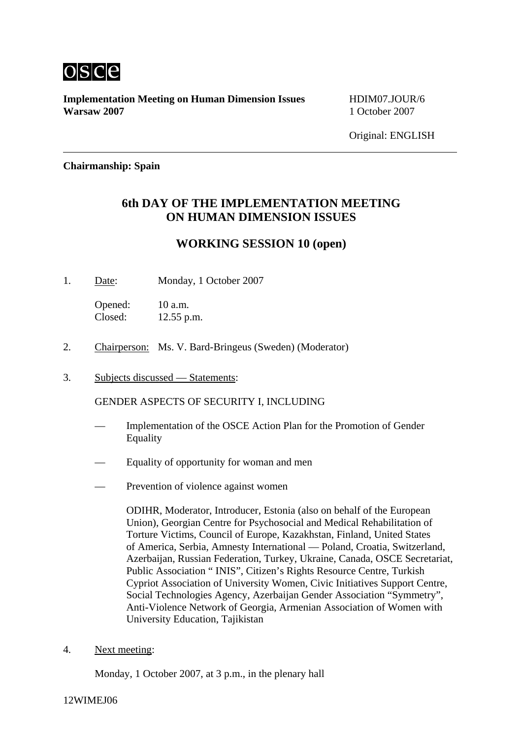osce

**Implementation Meeting on Human Dimension Issues**
**Warsaw 2007**

HDIM07.JOUR/6
1 October 2007

Original: ENGLISH

---

**Chairmanship: Spain**

## 6th DAY OF THE IMPLEMENTATION MEETING ON HUMAN DIMENSION ISSUES

## WORKING SESSION 10 (open)

1. Date: Monday, 1 October 2007

   Opened: 10 a.m.
   Closed: 12.55 p.m.

2. Chairperson: Ms. V. Bard-Bringeus (Sweden) (Moderator)

3. Subjects discussed — Statements:

   GENDER ASPECTS OF SECURITY I, INCLUDING

   — Implementation of the OSCE Action Plan for the Promotion of Gender Equality

   — Equality of opportunity for woman and men

   — Prevention of violence against women

   ODIHR, Moderator, Introducer, Estonia (also on behalf of the European Union), Georgian Centre for Psychosocial and Medical Rehabilitation of Torture Victims, Council of Europe, Kazakhstan, Finland, United States of America, Serbia, Amnesty International — Poland, Croatia, Switzerland, Azerbaijan, Russian Federation, Turkey, Ukraine, Canada, OSCE Secretariat, Public Association " INIS", Citizen's Rights Resource Centre, Turkish Cypriot Association of University Women, Civic Initiatives Support Centre, Social Technologies Agency, Azerbaijan Gender Association "Symmetry", Anti-Violence Network of Georgia, Armenian Association of Women with University Education, Tajikistan

4. Next meeting:

   Monday, 1 October 2007, at 3 p.m., in the plenary hall

12WIMEJ06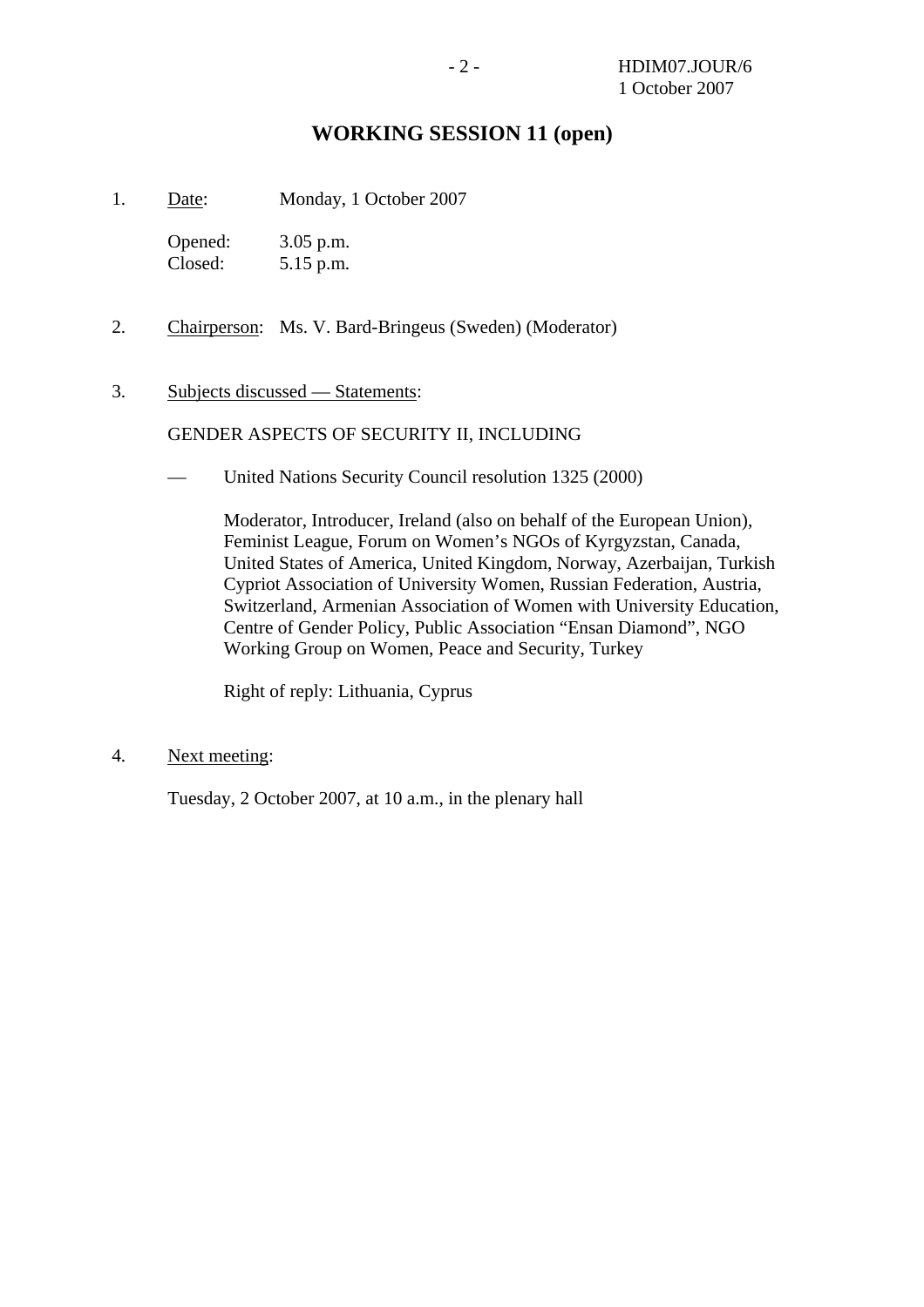# WORKING SESSION 11 (open)

1. Date: Monday, 1 October 2007

   Opened: 3.05 p.m.
   Closed: 5.15 p.m.

2. Chairperson: Ms. V. Bard-Bringeus (Sweden) (Moderator)

3. Subjects discussed — Statements:

   GENDER ASPECTS OF SECURITY II, INCLUDING

   — United Nations Security Council resolution 1325 (2000)

   Moderator, Introducer, Ireland (also on behalf of the European Union), Feminist League, Forum on Women's NGOs of Kyrgyzstan, Canada, United States of America, United Kingdom, Norway, Azerbaijan, Turkish Cypriot Association of University Women, Russian Federation, Austria, Switzerland, Armenian Association of Women with University Education, Centre of Gender Policy, Public Association "Ensan Diamond", NGO Working Group on Women, Peace and Security, Turkey

   Right of reply: Lithuania, Cyprus

4. Next meeting:

   Tuesday, 2 October 2007, at 10 a.m., in the plenary hall